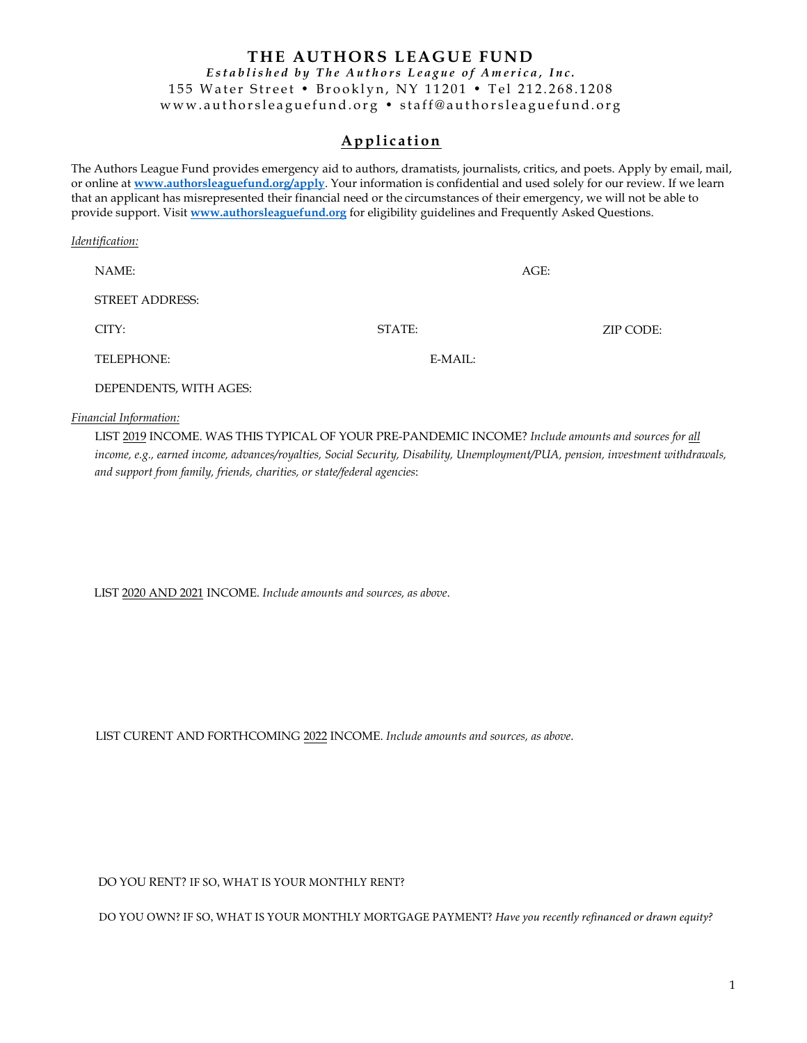# THE AUTHORS LEAGUE FUND

***Established by The Authors League of America, Inc.***

155 Water Street • Brooklyn, NY 11201 • Tel 212.268.1208

www.authorsleaguefund.org • staff@authorsleaguefund.org

## Application

The Authors League Fund provides emergency aid to authors, dramatists, journalists, critics, and poets. Apply by email, mail, or online at **www.authorsleaguefund.org/apply**. Your information is confidential and used solely for our review. If we learn that an applicant has misrepresented their financial need or the circumstances of their emergency, we will not be able to provide support. Visit **www.authorsleaguefund.org** for eligibility guidelines and Frequently Asked Questions.

*Identification:*

NAME: AGE:

STREET ADDRESS:

CITY: STATE: ZIP CODE:

TELEPHONE: E-MAIL:

DEPENDENTS, WITH AGES:

*Financial Information:*

LIST 2019 INCOME. WAS THIS TYPICAL OF YOUR PRE-PANDEMIC INCOME? *Include amounts and sources for all income, e.g., earned income, advances/royalties, Social Security, Disability, Unemployment/PUA, pension, investment withdrawals, and support from family, friends, charities, or state/federal agencies*:

LIST 2020 AND 2021 INCOME. *Include amounts and sources, as above.*

LIST CURENT AND FORTHCOMING 2022 INCOME. *Include amounts and sources, as above.*

DO YOU RENT? IF SO, WHAT IS YOUR MONTHLY RENT?

DO YOU OWN? IF SO, WHAT IS YOUR MONTHLY MORTGAGE PAYMENT? *Have you recently refinanced or drawn equity?*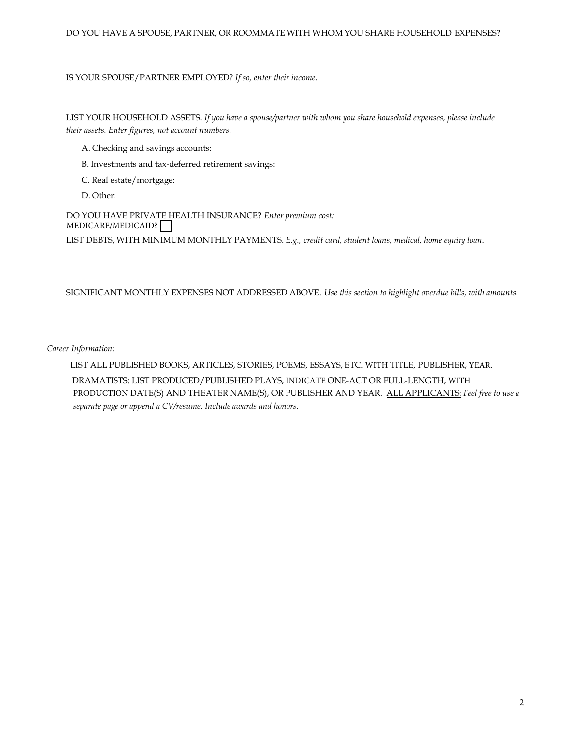DO YOU HAVE A SPOUSE, PARTNER, OR ROOMMATE WITH WHOM YOU SHARE HOUSEHOLD EXPENSES?

IS YOUR SPOUSE/PARTNER EMPLOYED? *If so, enter their income.*

LIST YOUR <u>HOUSEHOLD</u> ASSETS. *If you have a spouse/partner with whom you share household expenses, please include their assets. Enter figures, not account numbers*.

A. Checking and savings accounts:

B. Investments and tax-deferred retirement savings:

C. Real estate/mortgage:

D. Other:

DO YOU HAVE PRIVATE HEALTH INSURANCE? *Enter premium cost:*
MEDICARE/MEDICAID? ☐

LIST DEBTS, WITH MINIMUM MONTHLY PAYMENTS. *E.g., credit card, student loans, medical, home equity loan*.

SIGNIFICANT MONTHLY EXPENSES NOT ADDRESSED ABOVE. *Use this section to highlight overdue bills, with amounts.*

*<u>Career Information:</u>*

LIST ALL PUBLISHED BOOKS, ARTICLES, STORIES, POEMS, ESSAYS, ETC. WITH TITLE, PUBLISHER, YEAR.

<u>DRAMATISTS:</u> LIST PRODUCED/PUBLISHED PLAYS, INDICATE ONE-ACT OR FULL-LENGTH, WITH PRODUCTION DATE(S) AND THEATER NAME(S), OR PUBLISHER AND YEAR. <u>ALL APPLICANTS:</u> *Feel free to use a separate page or append a CV/resume. Include awards and honors.*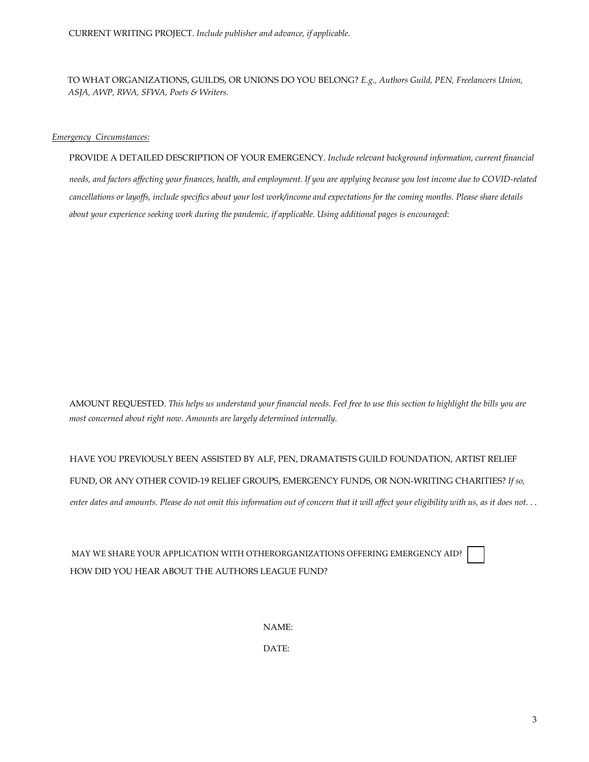CURRENT WRITING PROJECT. *Include publisher and advance, if applicable.*

TO WHAT ORGANIZATIONS, GUILDS, OR UNIONS DO YOU BELONG? *E.g., Authors Guild, PEN, Freelancers Union, ASJA, AWP, RWA, SFWA, Poets & Writers.*

*Emergency Circumstances:*

PROVIDE A DETAILED DESCRIPTION OF YOUR EMERGENCY. *Include relevant background information, current financial needs, and factors affecting your finances, health, and employment. If you are applying because you lost income due to COVID-related cancellations or layoffs, include specifics about your lost work/income and expectations for the coming months. Please share details about your experience seeking work during the pandemic, if applicable. Using additional pages is encouraged*:

AMOUNT REQUESTED. *This helps us understand your financial needs. Feel free to use this section to highlight the bills you are most concerned about right now. Amounts are largely determined internally.*

HAVE YOU PREVIOUSLY BEEN ASSISTED BY ALF, PEN, DRAMATISTS GUILD FOUNDATION, ARTIST RELIEF FUND, OR ANY OTHER COVID-19 RELIEF GROUPS, EMERGENCY FUNDS, OR NON-WRITING CHARITIES? *If so, enter dates and amounts. Please do not omit this information out of concern that it will affect your eligibility with us, as it does not. . .*

MAY WE SHARE YOUR APPLICATION WITH OTHERORGANIZATIONS OFFERING EMERGENCY AID? ☐

HOW DID YOU HEAR ABOUT THE AUTHORS LEAGUE FUND?

NAME:

DATE: